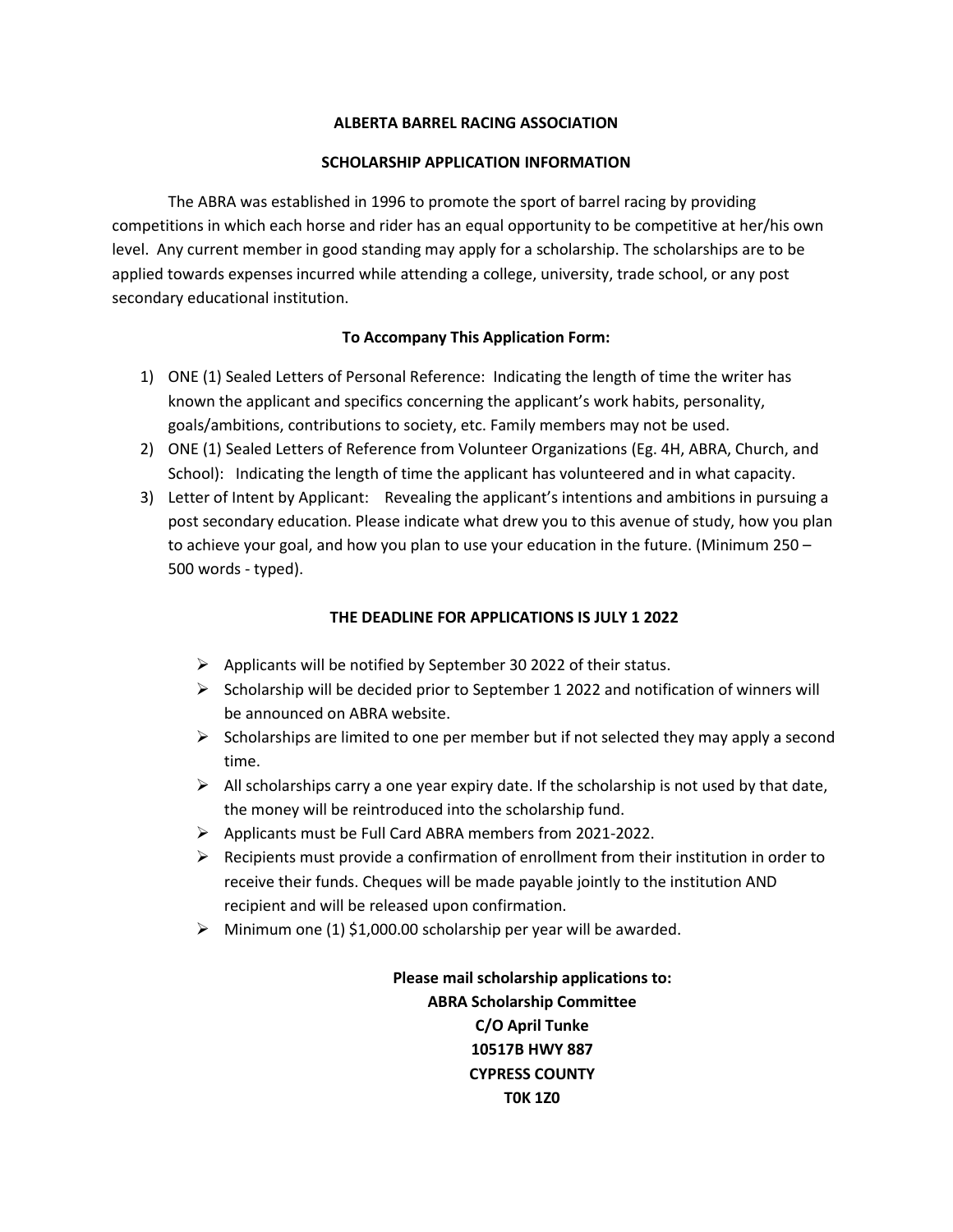**ALBERTA BARREL RACING ASSOCIATION**

**SCHOLARSHIP APPLICATION INFORMATION**

The ABRA was established in 1996 to promote the sport of barrel racing by providing competitions in which each horse and rider has an equal opportunity to be competitive at her/his own level. Any current member in good standing may apply for a scholarship. The scholarships are to be applied towards expenses incurred while attending a college, university, trade school, or any post secondary educational institution.

**To Accompany This Application Form:**

1) ONE (1) Sealed Letters of Personal Reference: Indicating the length of time the writer has known the applicant and specifics concerning the applicant's work habits, personality, goals/ambitions, contributions to society, etc. Family members may not be used.
2) ONE (1) Sealed Letters of Reference from Volunteer Organizations (Eg. 4H, ABRA, Church, and School): Indicating the length of time the applicant has volunteered and in what capacity.
3) Letter of Intent by Applicant: Revealing the applicant's intentions and ambitions in pursuing a post secondary education. Please indicate what drew you to this avenue of study, how you plan to achieve your goal, and how you plan to use your education in the future. (Minimum 250 – 500 words - typed).

**THE DEADLINE FOR APPLICATIONS IS JULY 1 2022**

- Applicants will be notified by September 30 2022 of their status.
- Scholarship will be decided prior to September 1 2022 and notification of winners will be announced on ABRA website.
- Scholarships are limited to one per member but if not selected they may apply a second time.
- All scholarships carry a one year expiry date. If the scholarship is not used by that date, the money will be reintroduced into the scholarship fund.
- Applicants must be Full Card ABRA members from 2021-2022.
- Recipients must provide a confirmation of enrollment from their institution in order to receive their funds. Cheques will be made payable jointly to the institution AND recipient and will be released upon confirmation.
- Minimum one (1) $1,000.00 scholarship per year will be awarded.

**Please mail scholarship applications to:**
**ABRA Scholarship Committee**
**C/O April Tunke**
**10517B HWY 887**
**CYPRESS COUNTY**
**T0K 1Z0**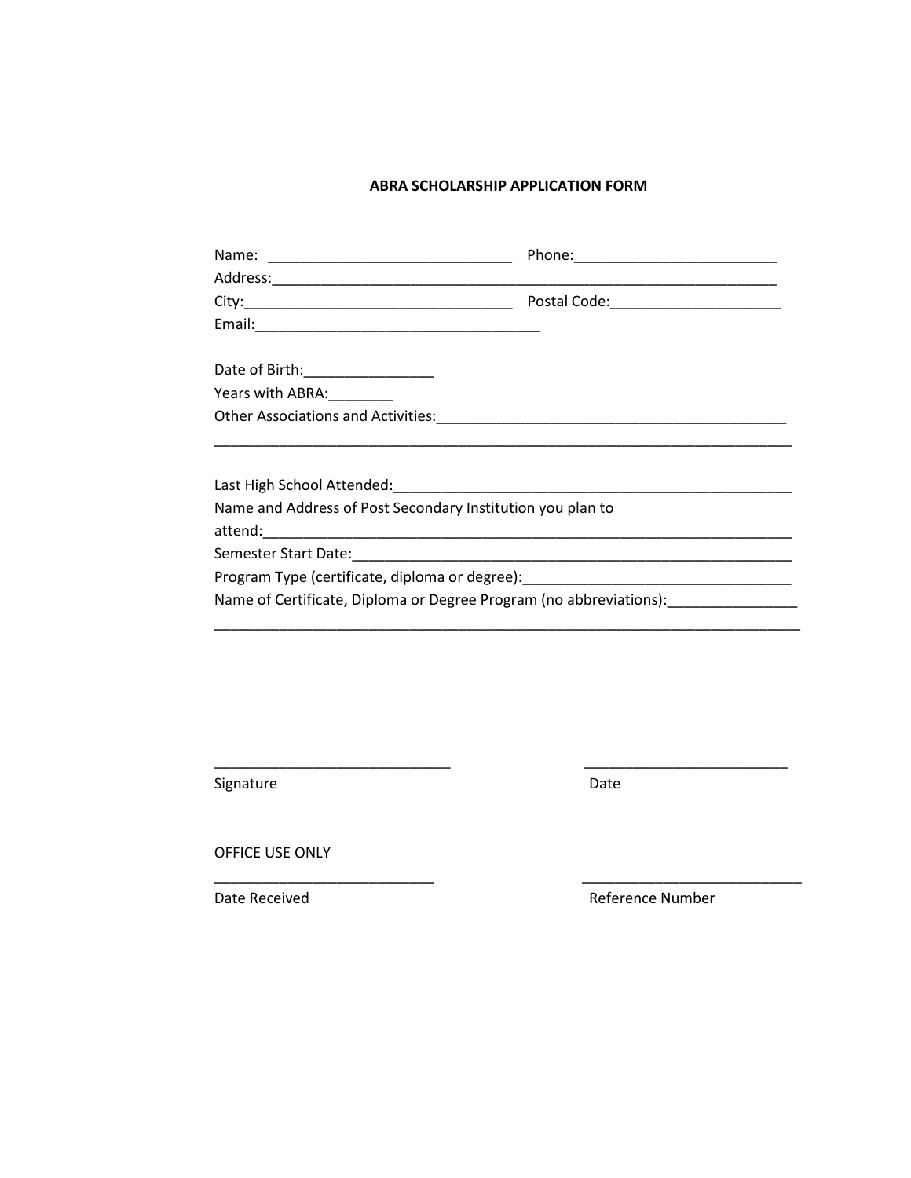# ABRA SCHOLARSHIP APPLICATION FORM

Name: ______________________________ Phone:_________________________

Address:_________________________________________________________________

City:_________________________________ Postal Code:_____________________

Email:___________________________________

Date of Birth:________________

Years with ABRA:________

Other Associations and Activities:_____________________________________________

_________________________________________________________________________

Last High School Attended:__________________________________________________

Name and Address of Post Secondary Institution you plan to attend:____________________________________________________________________

Semester Start Date:________________________________________________________

Program Type (certificate, diploma or degree):_________________________________

Name of Certificate, Diploma or Degree Program (no abbreviations):________________

__________________________________________________________________________

_____________________________ _________________________

Signature Date

OFFICE USE ONLY

___________________________ ___________________________

Date Received Reference Number